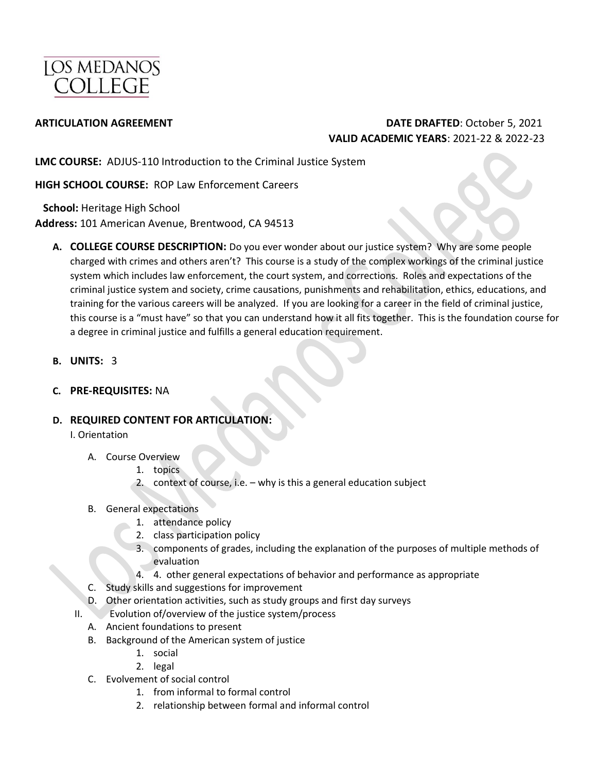LOS MEDANOS COLLEGE

**ARTICULATION AGREEMENT**

**DATE DRAFTED**: October 5, 2021
**VALID ACADEMIC YEARS**: 2021-22 & 2022-23

**LMC COURSE:** ADJUS-110 Introduction to the Criminal Justice System

**HIGH SCHOOL COURSE:** ROP Law Enforcement Careers

**School:** Heritage High School
**Address:** 101 American Avenue, Brentwood, CA 94513

**A. COLLEGE COURSE DESCRIPTION:** Do you ever wonder about our justice system? Why are some people charged with crimes and others aren't? This course is a study of the complex workings of the criminal justice system which includes law enforcement, the court system, and corrections. Roles and expectations of the criminal justice system and society, crime causations, punishments and rehabilitation, ethics, educations, and training for the various careers will be analyzed. If you are looking for a career in the field of criminal justice, this course is a "must have" so that you can understand how it all fits together. This is the foundation course for a degree in criminal justice and fulfills a general education requirement.

**B. UNITS:** 3

**C. PRE-REQUISITES:** NA

**D. REQUIRED CONTENT FOR ARTICULATION:**

I. Orientation

- A. Course Overview
  1. topics
  2. context of course, i.e. – why is this a general education subject
- B. General expectations
  1. attendance policy
  2. class participation policy
  3. components of grades, including the explanation of the purposes of multiple methods of evaluation
  4. 4. other general expectations of behavior and performance as appropriate
- C. Study skills and suggestions for improvement
- D. Other orientation activities, such as study groups and first day surveys

II. Evolution of/overview of the justice system/process

- A. Ancient foundations to present
- B. Background of the American system of justice
  1. social
  2. legal
- C. Evolvement of social control
  1. from informal to formal control
  2. relationship between formal and informal control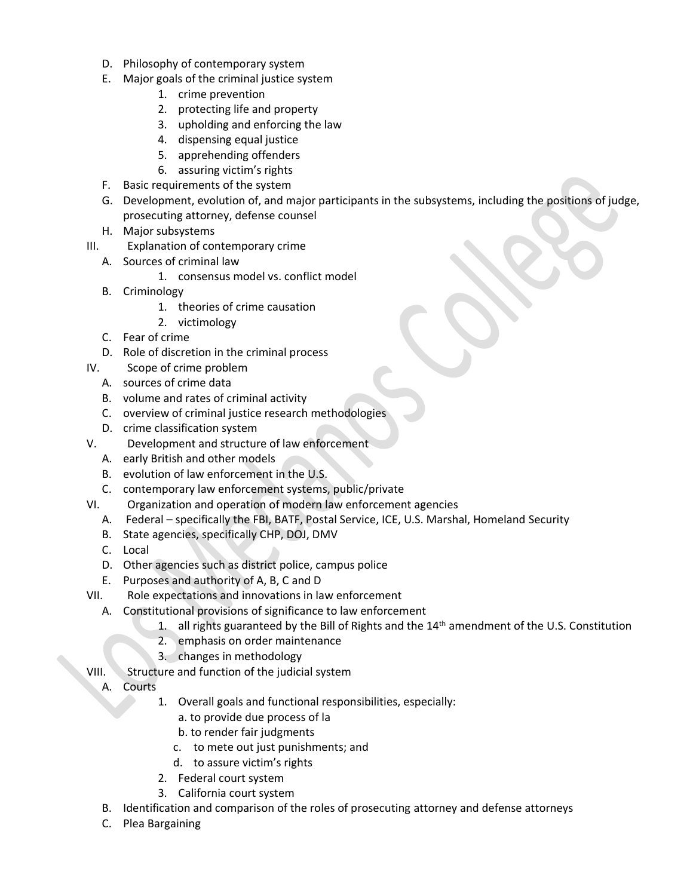D. Philosophy of contemporary system
E. Major goals of the criminal justice system
    1. crime prevention
    2. protecting life and property
    3. upholding and enforcing the law
    4. dispensing equal justice
    5. apprehending offenders
    6. assuring victim's rights
F. Basic requirements of the system
G. Development, evolution of, and major participants in the subsystems, including the positions of judge, prosecuting attorney, defense counsel
H. Major subsystems

III. Explanation of contemporary crime
   A. Sources of criminal law
      1. consensus model vs. conflict model
   B. Criminology
      1. theories of crime causation
      2. victimology
   C. Fear of crime
   D. Role of discretion in the criminal process

IV. Scope of crime problem
   A. sources of crime data
   B. volume and rates of criminal activity
   C. overview of criminal justice research methodologies
   D. crime classification system

V. Development and structure of law enforcement
   A. early British and other models
   B. evolution of law enforcement in the U.S.
   C. contemporary law enforcement systems, public/private

VI. Organization and operation of modern law enforcement agencies
   A. Federal – specifically the FBI, BATF, Postal Service, ICE, U.S. Marshal, Homeland Security
   B. State agencies, specifically CHP, DOJ, DMV
   C. Local
   D. Other agencies such as district police, campus police
   E. Purposes and authority of A, B, C and D

VII. Role expectations and innovations in law enforcement
   A. Constitutional provisions of significance to law enforcement
      1. all rights guaranteed by the Bill of Rights and the 14th amendment of the U.S. Constitution
      2. emphasis on order maintenance
      3. changes in methodology

VIII. Structure and function of the judicial system
   A. Courts
      1. Overall goals and functional responsibilities, especially:
         a. to provide due process of la
         b. to render fair judgments
         c. to mete out just punishments; and
         d. to assure victim's rights
      2. Federal court system
      3. California court system
   B. Identification and comparison of the roles of prosecuting attorney and defense attorneys
   C. Plea Bargaining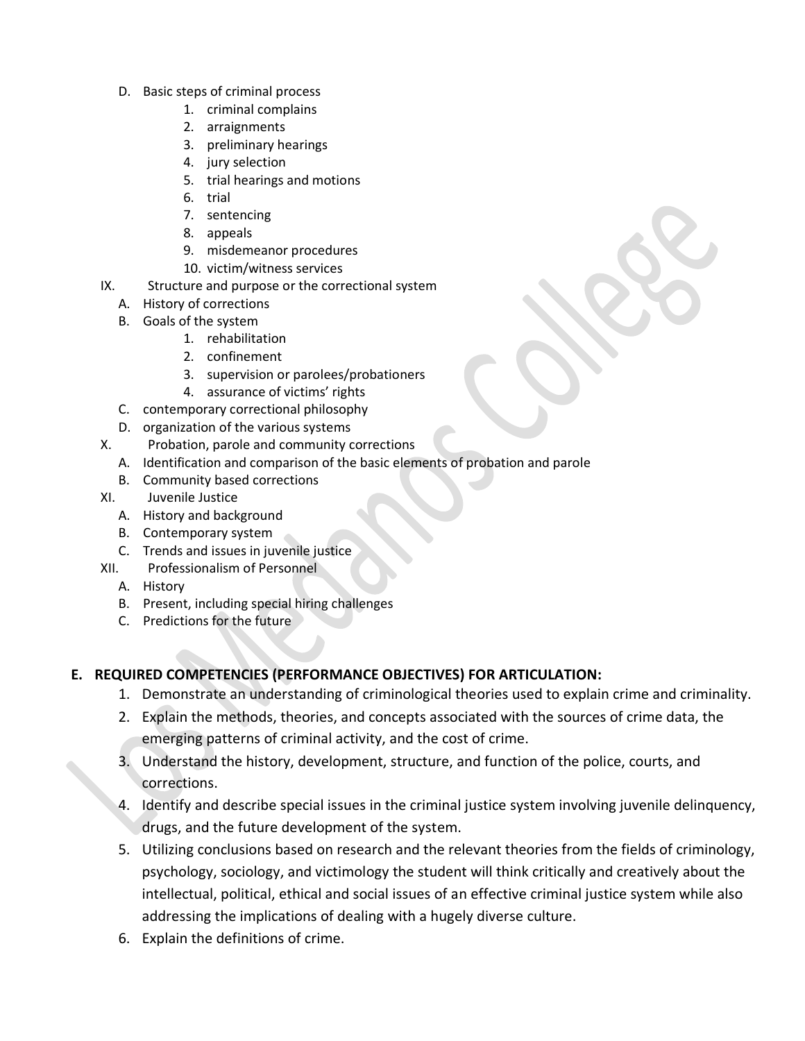D. Basic steps of criminal process
    1. criminal complains
    2. arraignments
    3. preliminary hearings
    4. jury selection
    5. trial hearings and motions
    6. trial
    7. sentencing
    8. appeals
    9. misdemeanor procedures
    10. victim/witness services

IX. Structure and purpose or the correctional system
- A. History of corrections
- B. Goals of the system
    1. rehabilitation
    2. confinement
    3. supervision or parolees/probationers
    4. assurance of victims' rights
- C. contemporary correctional philosophy
- D. organization of the various systems

X. Probation, parole and community corrections
- A. Identification and comparison of the basic elements of probation and parole
- B. Community based corrections

XI. Juvenile Justice
- A. History and background
- B. Contemporary system
- C. Trends and issues in juvenile justice

XII. Professionalism of Personnel
- A. History
- B. Present, including special hiring challenges
- C. Predictions for the future

## E. REQUIRED COMPETENCIES (PERFORMANCE OBJECTIVES) FOR ARTICULATION:

1. Demonstrate an understanding of criminological theories used to explain crime and criminality.
2. Explain the methods, theories, and concepts associated with the sources of crime data, the emerging patterns of criminal activity, and the cost of crime.
3. Understand the history, development, structure, and function of the police, courts, and corrections.
4. Identify and describe special issues in the criminal justice system involving juvenile delinquency, drugs, and the future development of the system.
5. Utilizing conclusions based on research and the relevant theories from the fields of criminology, psychology, sociology, and victimology the student will think critically and creatively about the intellectual, political, ethical and social issues of an effective criminal justice system while also addressing the implications of dealing with a hugely diverse culture.
6. Explain the definitions of crime.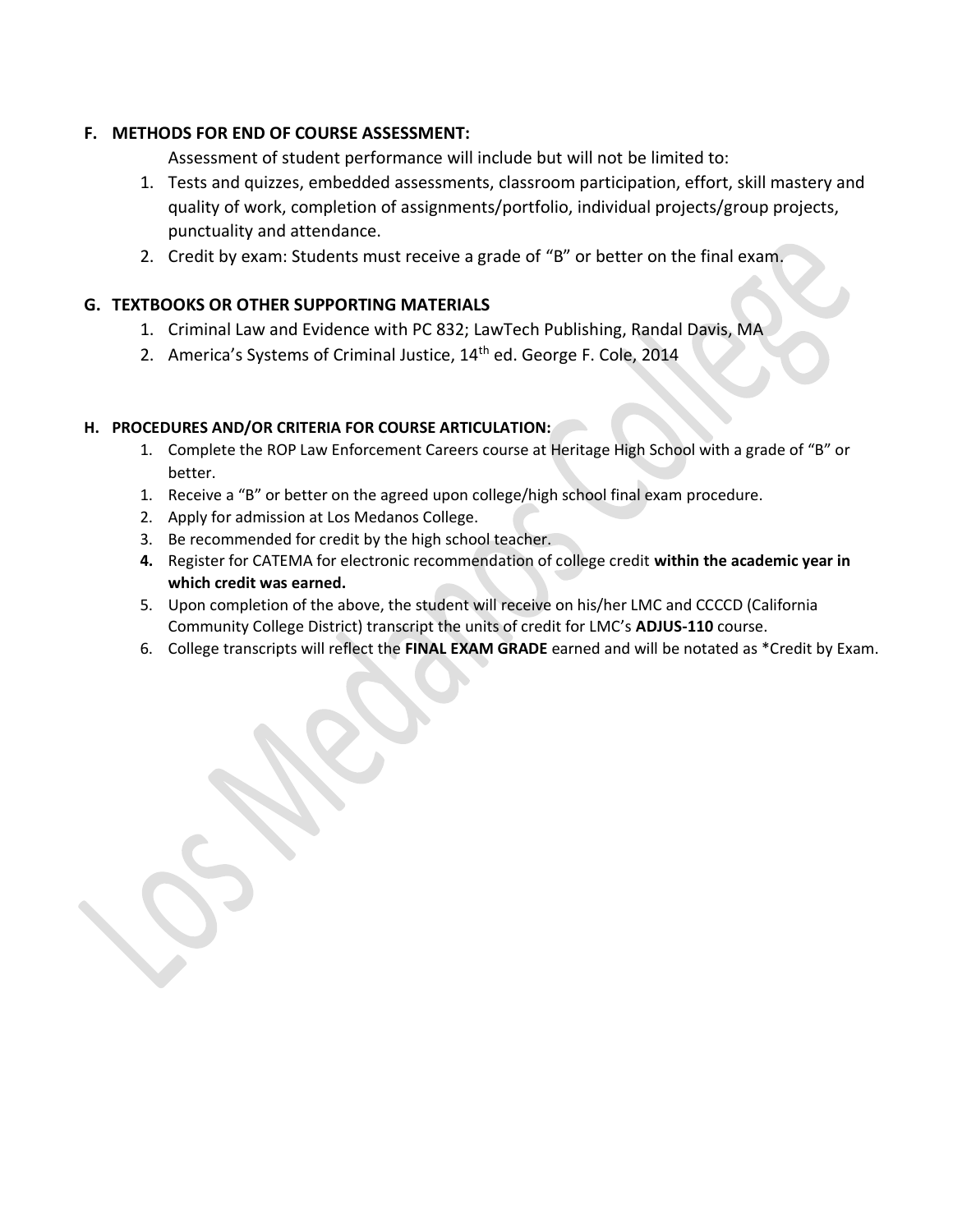### F. METHODS FOR END OF COURSE ASSESSMENT:

Assessment of student performance will include but will not be limited to:

1. Tests and quizzes, embedded assessments, classroom participation, effort, skill mastery and quality of work, completion of assignments/portfolio, individual projects/group projects, punctuality and attendance.
2. Credit by exam: Students must receive a grade of "B" or better on the final exam.

### G. TEXTBOOKS OR OTHER SUPPORTING MATERIALS

1. Criminal Law and Evidence with PC 832; LawTech Publishing, Randal Davis, MA
2. America's Systems of Criminal Justice, 14th ed. George F. Cole, 2014

### H. PROCEDURES AND/OR CRITERIA FOR COURSE ARTICULATION:

1. Complete the ROP Law Enforcement Careers course at Heritage High School with a grade of "B" or better.
1. Receive a "B" or better on the agreed upon college/high school final exam procedure.
2. Apply for admission at Los Medanos College.
3. Be recommended for credit by the high school teacher.
4. Register for CATEMA for electronic recommendation of college credit **within the academic year in which credit was earned.**
5. Upon completion of the above, the student will receive on his/her LMC and CCCCD (California Community College District) transcript the units of credit for LMC's **ADJUS-110** course.
6. College transcripts will reflect the **FINAL EXAM GRADE** earned and will be notated as *Credit by Exam.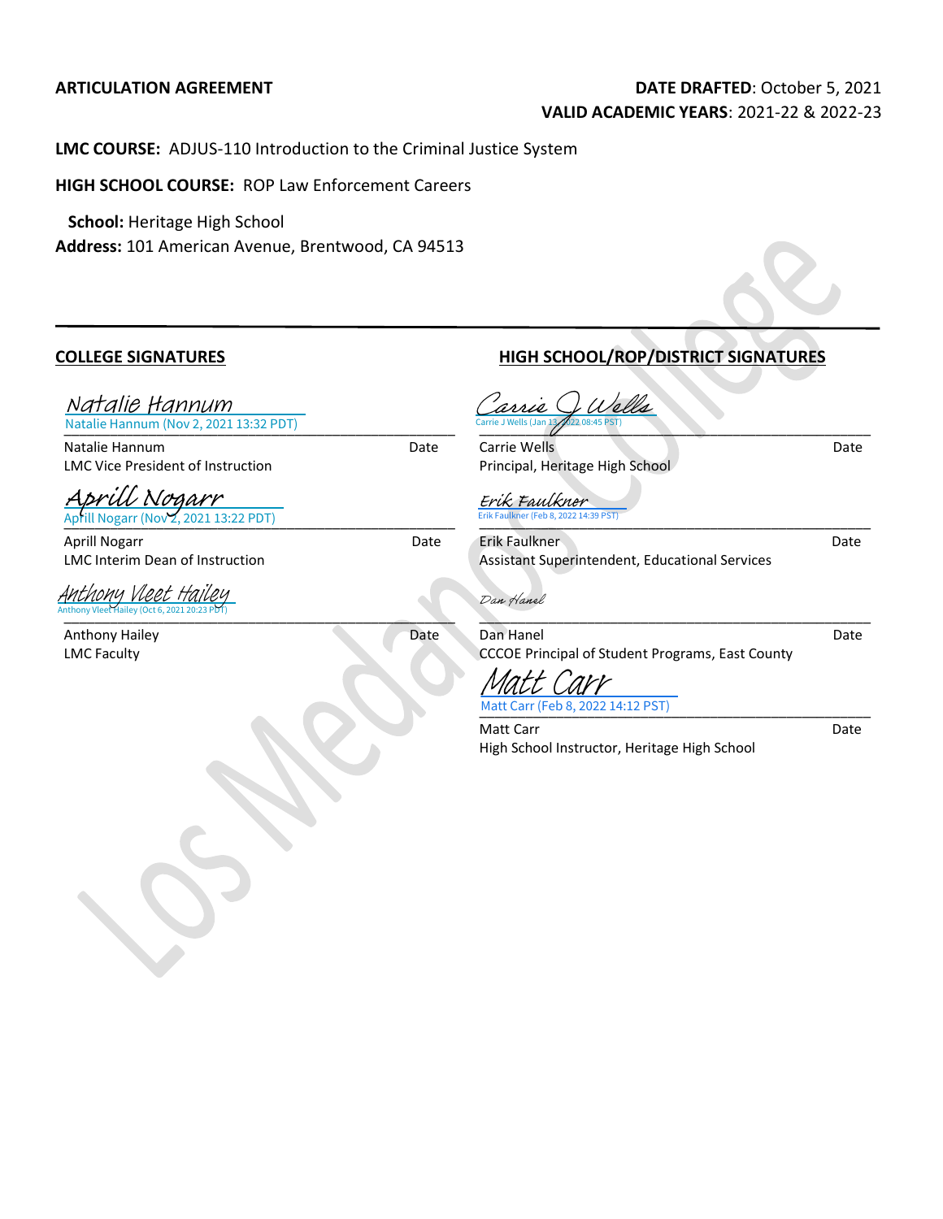**ARTICULATION AGREEMENT**

**DATE DRAFTED**: October 5, 2021

**VALID ACADEMIC YEARS**: 2021-22 & 2022-23

**LMC COURSE:** ADJUS-110 Introduction to the Criminal Justice System

**HIGH SCHOOL COURSE:** ROP Law Enforcement Careers

**School:** Heritage High School

**Address:** 101 American Avenue, Brentwood, CA 94513

---

**COLLEGE SIGNATURES**

Natalie Hannum
Natalie Hannum (Nov 2, 2021 13:32 PDT)

Natalie Hannum — Date
LMC Vice President of Instruction

Aprill Nogarr
Aprill Nogarr (Nov 2, 2021 13:22 PDT)

Aprill Nogarr — Date
LMC Interim Dean of Instruction

Anthony Vleet Hailey
Anthony Vleet Hailey (Oct 6, 2021 20:23 PDT)

Anthony Hailey — Date
LMC Faculty

**HIGH SCHOOL/ROP/DISTRICT SIGNATURES**

Carrie J Wells
Carrie J Wells (Jan 13, 2022 08:45 PST)

Carrie Wells — Date
Principal, Heritage High School

Erik Faulkner
Erik Faulkner (Feb 8, 2022 14:39 PST)

Erik Faulkner — Date
Assistant Superintendent, Educational Services

Dan Hanel

Dan Hanel — Date
CCCOE Principal of Student Programs, East County

Matt Carr
Matt Carr (Feb 8, 2022 14:12 PST)

Matt Carr — Date
High School Instructor, Heritage High School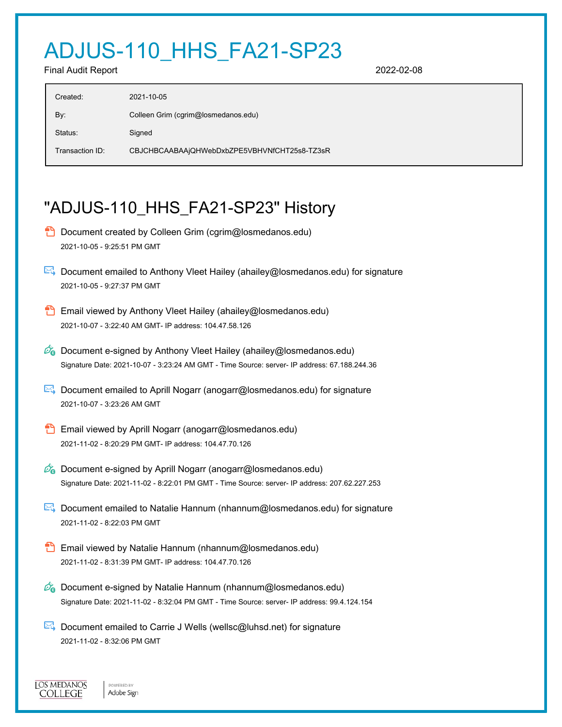# ADJUS-110_HHS_FA21-SP23

Final Audit Report 2022-02-08

| | |
|---|---|
| Created: | 2021-10-05 |
| By: | Colleen Grim (cgrim@losmedanos.edu) |
| Status: | Signed |
| Transaction ID: | CBJCHBCAABAAjQHWebDxbZPE5VBHVNfCHT25s8-TZ3sR |

## "ADJUS-110_HHS_FA21-SP23" History

- Document created by Colleen Grim (cgrim@losmedanos.edu)
  2021-10-05 - 9:25:51 PM GMT

- Document emailed to Anthony Vleet Hailey (ahailey@losmedanos.edu) for signature
  2021-10-05 - 9:27:37 PM GMT

- Email viewed by Anthony Vleet Hailey (ahailey@losmedanos.edu)
  2021-10-07 - 3:22:40 AM GMT- IP address: 104.47.58.126

- Document e-signed by Anthony Vleet Hailey (ahailey@losmedanos.edu)
  Signature Date: 2021-10-07 - 3:23:24 AM GMT - Time Source: server- IP address: 67.188.244.36

- Document emailed to Aprill Nogarr (anogarr@losmedanos.edu) for signature
  2021-10-07 - 3:23:26 AM GMT

- Email viewed by Aprill Nogarr (anogarr@losmedanos.edu)
  2021-11-02 - 8:20:29 PM GMT- IP address: 104.47.70.126

- Document e-signed by Aprill Nogarr (anogarr@losmedanos.edu)
  Signature Date: 2021-11-02 - 8:22:01 PM GMT - Time Source: server- IP address: 207.62.227.253

- Document emailed to Natalie Hannum (nhannum@losmedanos.edu) for signature
  2021-11-02 - 8:22:03 PM GMT

- Email viewed by Natalie Hannum (nhannum@losmedanos.edu)
  2021-11-02 - 8:31:39 PM GMT- IP address: 104.47.70.126

- Document e-signed by Natalie Hannum (nhannum@losmedanos.edu)
  Signature Date: 2021-11-02 - 8:32:04 PM GMT - Time Source: server- IP address: 99.4.124.154

- Document emailed to Carrie J Wells (wellsc@luhsd.net) for signature
  2021-11-02 - 8:32:06 PM GMT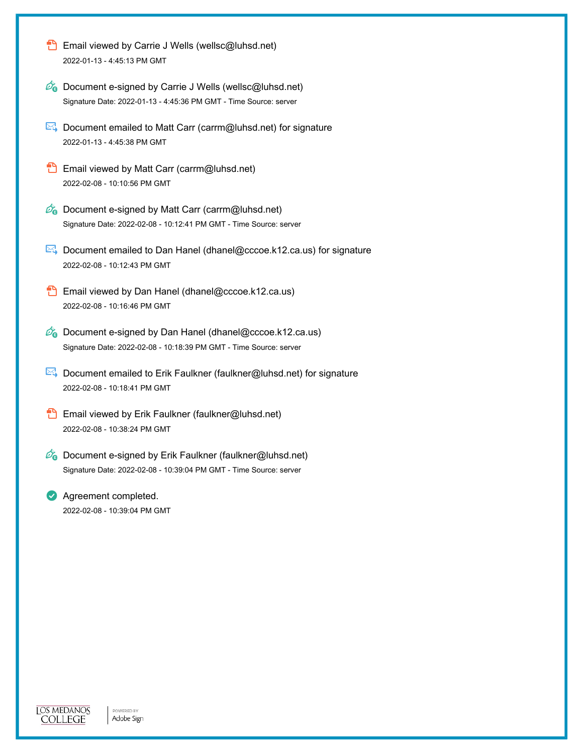Email viewed by Carrie J Wells (wellsc@luhsd.net)
2022-01-13 - 4:45:13 PM GMT

Document e-signed by Carrie J Wells (wellsc@luhsd.net)
Signature Date: 2022-01-13 - 4:45:36 PM GMT - Time Source: server

Document emailed to Matt Carr (carrm@luhsd.net) for signature
2022-01-13 - 4:45:38 PM GMT

Email viewed by Matt Carr (carrm@luhsd.net)
2022-02-08 - 10:10:56 PM GMT

Document e-signed by Matt Carr (carrm@luhsd.net)
Signature Date: 2022-02-08 - 10:12:41 PM GMT - Time Source: server

Document emailed to Dan Hanel (dhanel@cccoe.k12.ca.us) for signature
2022-02-08 - 10:12:43 PM GMT

Email viewed by Dan Hanel (dhanel@cccoe.k12.ca.us)
2022-02-08 - 10:16:46 PM GMT

Document e-signed by Dan Hanel (dhanel@cccoe.k12.ca.us)
Signature Date: 2022-02-08 - 10:18:39 PM GMT - Time Source: server

Document emailed to Erik Faulkner (faulkner@luhsd.net) for signature
2022-02-08 - 10:18:41 PM GMT

Email viewed by Erik Faulkner (faulkner@luhsd.net)
2022-02-08 - 10:38:24 PM GMT

Document e-signed by Erik Faulkner (faulkner@luhsd.net)
Signature Date: 2022-02-08 - 10:39:04 PM GMT - Time Source: server

Agreement completed.
2022-02-08 - 10:39:04 PM GMT